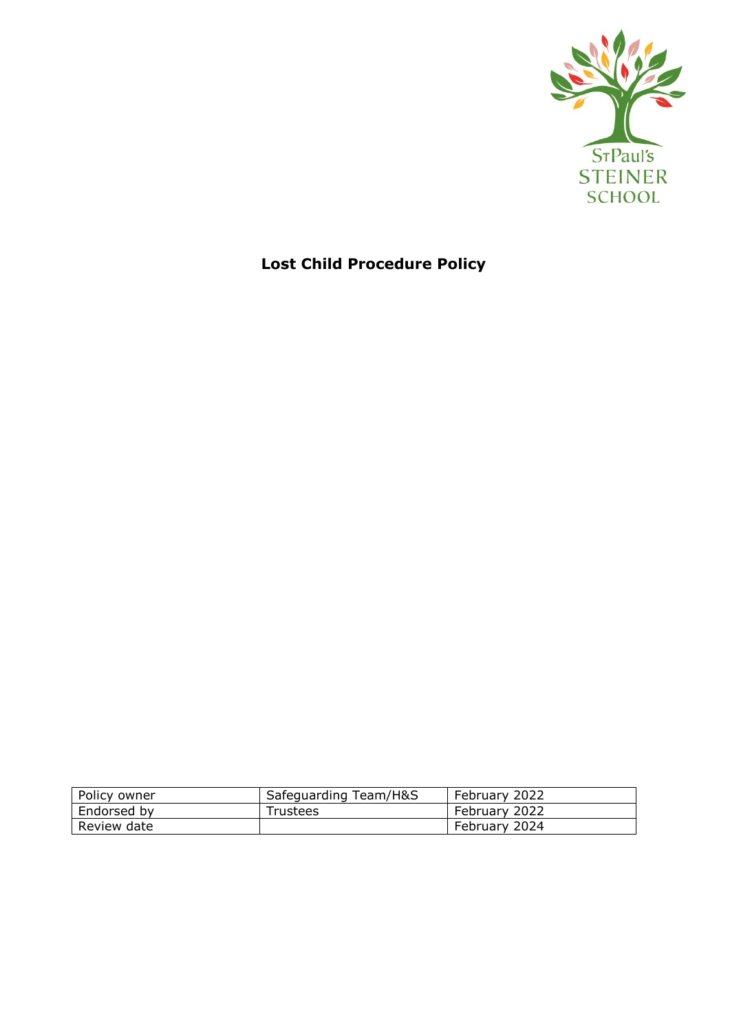StPaul's
STEINER
SCHOOL

# Lost Child Procedure Policy

| Policy owner | Safeguarding Team/H&S | February 2022 |
| --- | --- | --- |
| Endorsed by | Trustees | February 2022 |
| Review date | | February 2024 |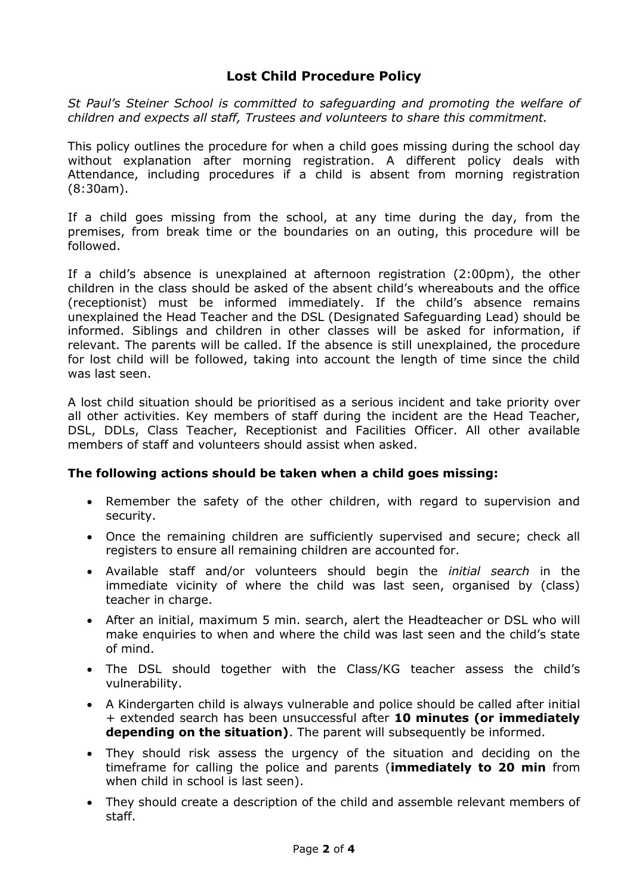## Lost Child Procedure Policy

*St Paul's Steiner School is committed to safeguarding and promoting the welfare of children and expects all staff, Trustees and volunteers to share this commitment.*

This policy outlines the procedure for when a child goes missing during the school day without explanation after morning registration. A different policy deals with Attendance, including procedures if a child is absent from morning registration (8:30am).

If a child goes missing from the school, at any time during the day, from the premises, from break time or the boundaries on an outing, this procedure will be followed.

If a child's absence is unexplained at afternoon registration (2:00pm), the other children in the class should be asked of the absent child's whereabouts and the office (receptionist) must be informed immediately. If the child's absence remains unexplained the Head Teacher and the DSL (Designated Safeguarding Lead) should be informed. Siblings and children in other classes will be asked for information, if relevant. The parents will be called. If the absence is still unexplained, the procedure for lost child will be followed, taking into account the length of time since the child was last seen.

A lost child situation should be prioritised as a serious incident and take priority over all other activities. Key members of staff during the incident are the Head Teacher, DSL, DDLs, Class Teacher, Receptionist and Facilities Officer. All other available members of staff and volunteers should assist when asked.

**The following actions should be taken when a child goes missing:**

- Remember the safety of the other children, with regard to supervision and security.
- Once the remaining children are sufficiently supervised and secure; check all registers to ensure all remaining children are accounted for.
- Available staff and/or volunteers should begin the *initial search* in the immediate vicinity of where the child was last seen, organised by (class) teacher in charge.
- After an initial, maximum 5 min. search, alert the Headteacher or DSL who will make enquiries to when and where the child was last seen and the child's state of mind.
- The DSL should together with the Class/KG teacher assess the child's vulnerability.
- A Kindergarten child is always vulnerable and police should be called after initial + extended search has been unsuccessful after **10 minutes (or immediately depending on the situation)**. The parent will subsequently be informed.
- They should risk assess the urgency of the situation and deciding on the timeframe for calling the police and parents (**immediately to 20 min** from when child in school is last seen).
- They should create a description of the child and assemble relevant members of staff.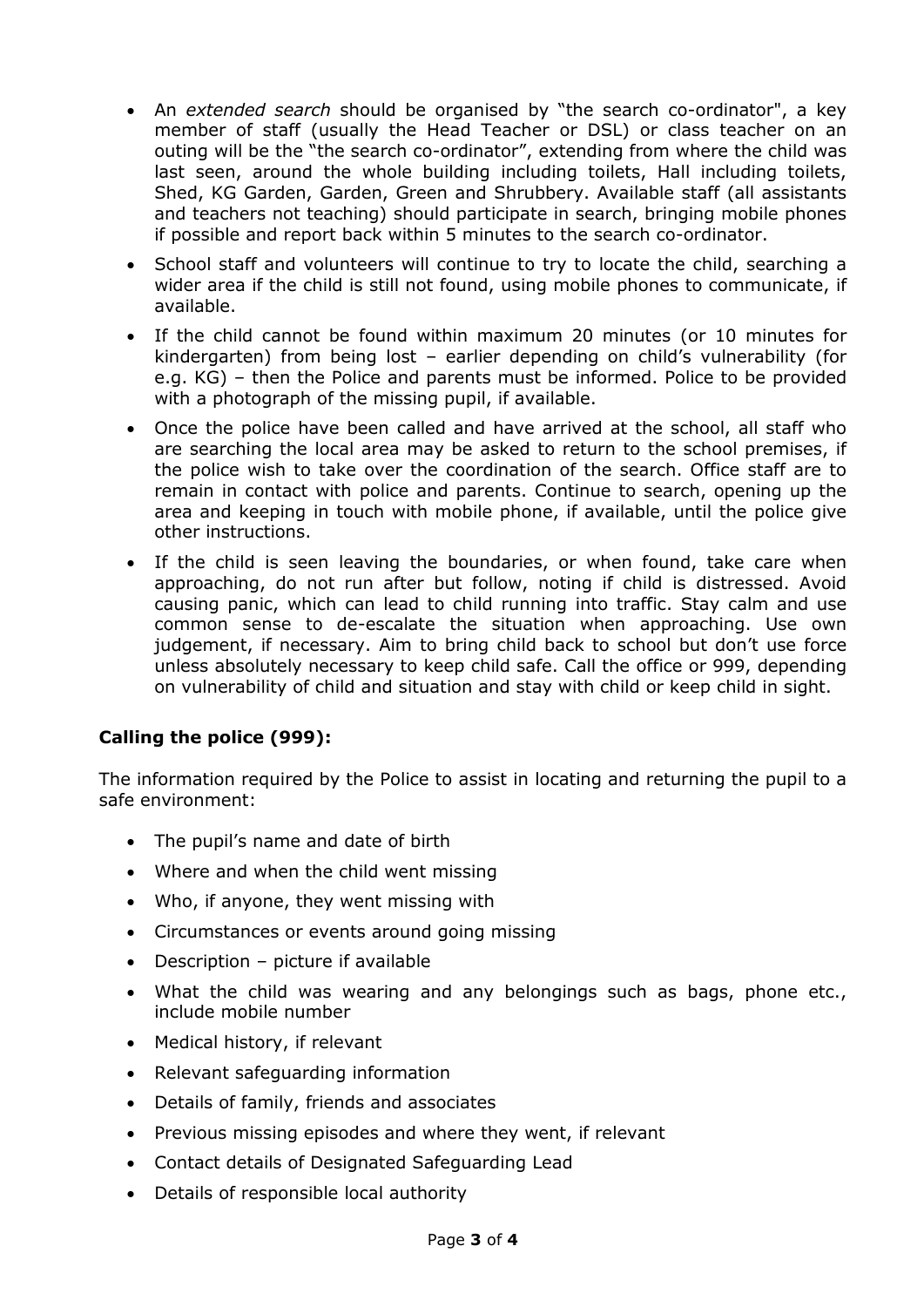- An *extended search* should be organised by "the search co-ordinator", a key member of staff (usually the Head Teacher or DSL) or class teacher on an outing will be the "the search co-ordinator", extending from where the child was last seen, around the whole building including toilets, Hall including toilets, Shed, KG Garden, Garden, Green and Shrubbery. Available staff (all assistants and teachers not teaching) should participate in search, bringing mobile phones if possible and report back within 5 minutes to the search co-ordinator.
- School staff and volunteers will continue to try to locate the child, searching a wider area if the child is still not found, using mobile phones to communicate, if available.
- If the child cannot be found within maximum 20 minutes (or 10 minutes for kindergarten) from being lost – earlier depending on child's vulnerability (for e.g. KG) – then the Police and parents must be informed. Police to be provided with a photograph of the missing pupil, if available.
- Once the police have been called and have arrived at the school, all staff who are searching the local area may be asked to return to the school premises, if the police wish to take over the coordination of the search. Office staff are to remain in contact with police and parents. Continue to search, opening up the area and keeping in touch with mobile phone, if available, until the police give other instructions.
- If the child is seen leaving the boundaries, or when found, take care when approaching, do not run after but follow, noting if child is distressed. Avoid causing panic, which can lead to child running into traffic. Stay calm and use common sense to de-escalate the situation when approaching. Use own judgement, if necessary. Aim to bring child back to school but don't use force unless absolutely necessary to keep child safe. Call the office or 999, depending on vulnerability of child and situation and stay with child or keep child in sight.

**Calling the police (999):**

The information required by the Police to assist in locating and returning the pupil to a safe environment:

- The pupil's name and date of birth
- Where and when the child went missing
- Who, if anyone, they went missing with
- Circumstances or events around going missing
- Description – picture if available
- What the child was wearing and any belongings such as bags, phone etc., include mobile number
- Medical history, if relevant
- Relevant safeguarding information
- Details of family, friends and associates
- Previous missing episodes and where they went, if relevant
- Contact details of Designated Safeguarding Lead
- Details of responsible local authority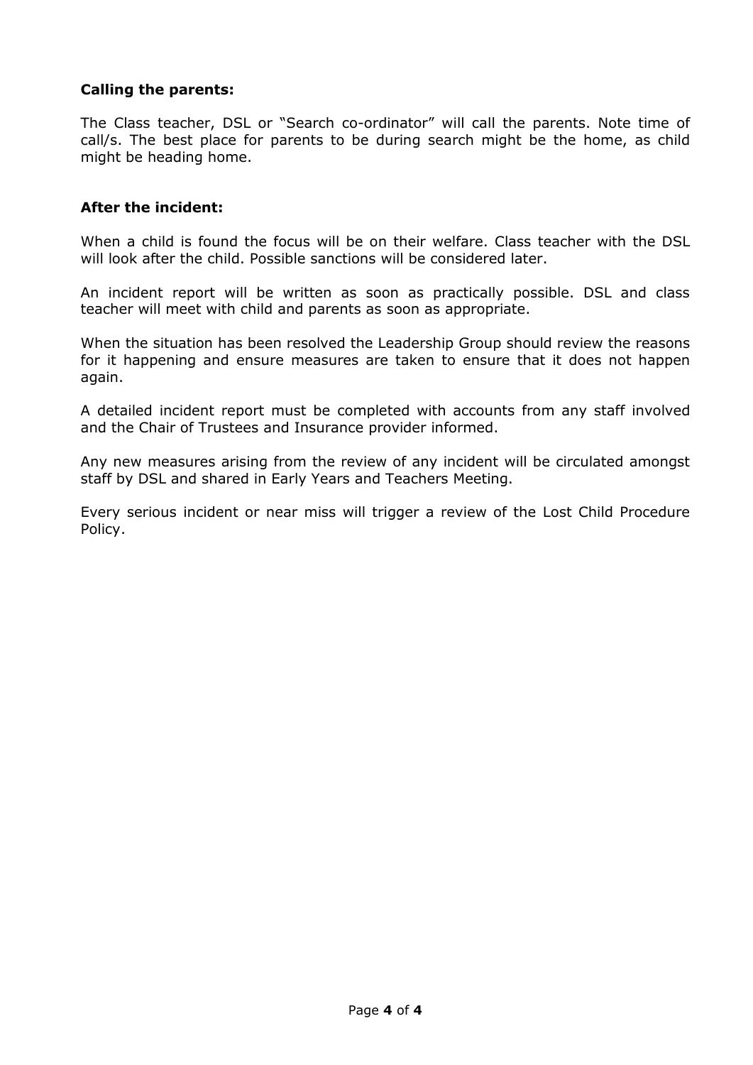**Calling the parents:**

The Class teacher, DSL or "Search co-ordinator" will call the parents. Note time of call/s. The best place for parents to be during search might be the home, as child might be heading home.

**After the incident:**

When a child is found the focus will be on their welfare. Class teacher with the DSL will look after the child. Possible sanctions will be considered later.

An incident report will be written as soon as practically possible. DSL and class teacher will meet with child and parents as soon as appropriate.

When the situation has been resolved the Leadership Group should review the reasons for it happening and ensure measures are taken to ensure that it does not happen again.

A detailed incident report must be completed with accounts from any staff involved and the Chair of Trustees and Insurance provider informed.

Any new measures arising from the review of any incident will be circulated amongst staff by DSL and shared in Early Years and Teachers Meeting.

Every serious incident or near miss will trigger a review of the Lost Child Procedure Policy.